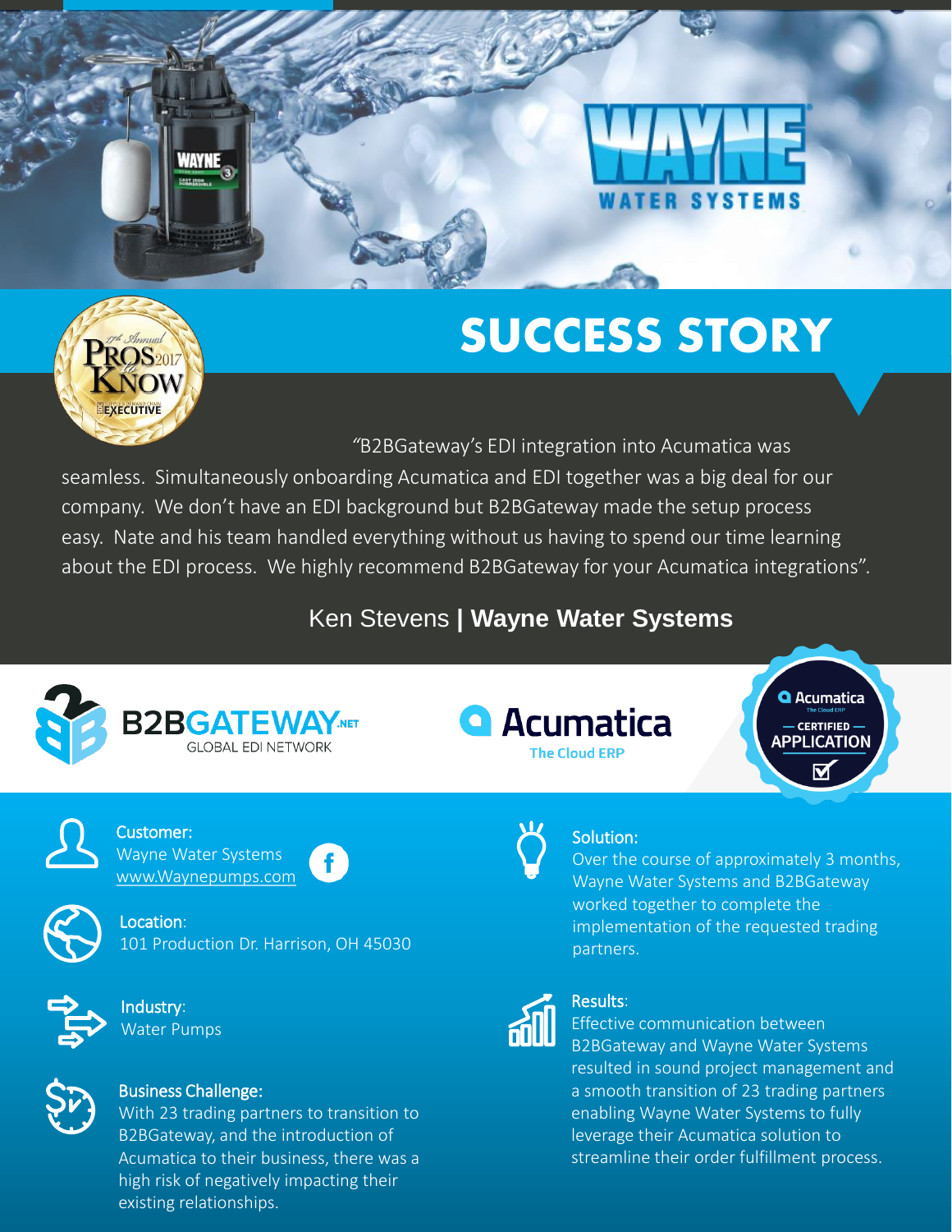# SUCCESS STORY

"B2BGateway's EDI integration into Acumatica was seamless. Simultaneously onboarding Acumatica and EDI together was a big deal for our company. We don't have an EDI background but B2BGateway made the setup process easy. Nate and his team handled everything without us having to spend our time learning about the EDI process. We highly recommend B2BGateway for your Acumatica integrations".

Ken Stevens | **Wayne Water Systems**

**Customer:**
Wayne Water Systems
www.Waynepumps.com

**Location:**
101 Production Dr. Harrison, OH 45030

**Industry:**
Water Pumps

**Business Challenge:**
With 23 trading partners to transition to B2BGateway, and the introduction of Acumatica to their business, there was a high risk of negatively impacting their existing relationships.

**Solution:**
Over the course of approximately 3 months, Wayne Water Systems and B2BGateway worked together to complete the implementation of the requested trading partners.

**Results:**
Effective communication between B2BGateway and Wayne Water Systems resulted in sound project management and a smooth transition of 23 trading partners enabling Wayne Water Systems to fully leverage their Acumatica solution to streamline their order fulfillment process.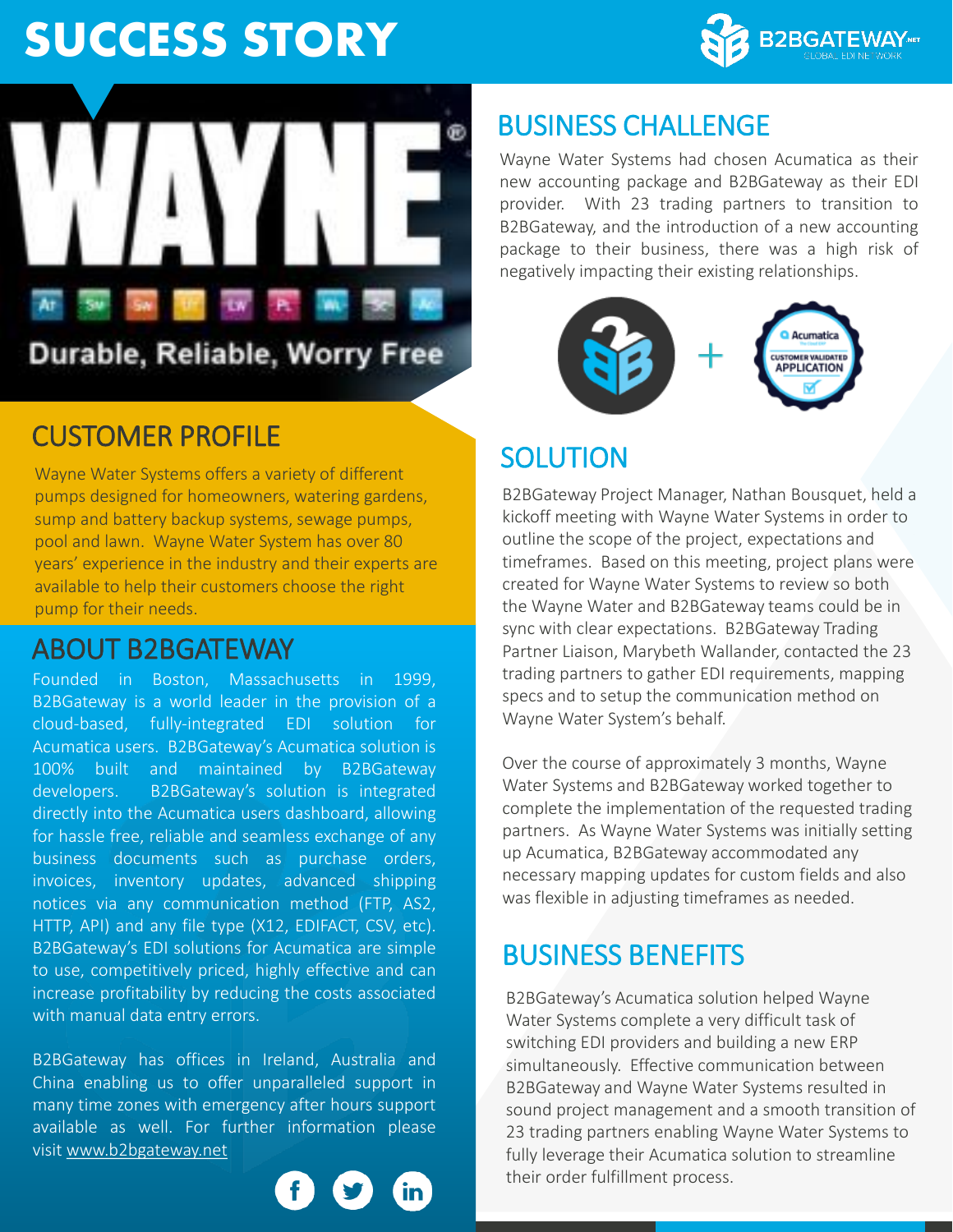# SUCCESS STORY

Durable, Reliable, Worry Free

## CUSTOMER PROFILE

Wayne Water Systems offers a variety of different pumps designed for homeowners, watering gardens, sump and battery backup systems, sewage pumps, pool and lawn. Wayne Water System has over 80 years' experience in the industry and their experts are available to help their customers choose the right pump for their needs.

## ABOUT B2BGATEWAY

Founded in Boston, Massachusetts in 1999, B2BGateway is a world leader in the provision of a cloud-based, fully-integrated EDI solution for Acumatica users. B2BGateway's Acumatica solution is 100% built and maintained by B2BGateway developers. B2BGateway's solution is integrated directly into the Acumatica users dashboard, allowing for hassle free, reliable and seamless exchange of any business documents such as purchase orders, invoices, inventory updates, advanced shipping notices via any communication method (FTP, AS2, HTTP, API) and any file type (X12, EDIFACT, CSV, etc). B2BGateway's EDI solutions for Acumatica are simple to use, competitively priced, highly effective and can increase profitability by reducing the costs associated with manual data entry errors.

B2BGateway has offices in Ireland, Australia and China enabling us to offer unparalleled support in many time zones with emergency after hours support available as well. For further information please visit www.b2bgateway.net

## BUSINESS CHALLENGE

Wayne Water Systems had chosen Acumatica as their new accounting package and B2BGateway as their EDI provider. With 23 trading partners to transition to B2BGateway, and the introduction of a new accounting package to their business, there was a high risk of negatively impacting their existing relationships.

## SOLUTION

B2BGateway Project Manager, Nathan Bousquet, held a kickoff meeting with Wayne Water Systems in order to outline the scope of the project, expectations and timeframes. Based on this meeting, project plans were created for Wayne Water Systems to review so both the Wayne Water and B2BGateway teams could be in sync with clear expectations. B2BGateway Trading Partner Liaison, Marybeth Wallander, contacted the 23 trading partners to gather EDI requirements, mapping specs and to setup the communication method on Wayne Water System's behalf.

Over the course of approximately 3 months, Wayne Water Systems and B2BGateway worked together to complete the implementation of the requested trading partners. As Wayne Water Systems was initially setting up Acumatica, B2BGateway accommodated any necessary mapping updates for custom fields and also was flexible in adjusting timeframes as needed.

## BUSINESS BENEFITS

B2BGateway's Acumatica solution helped Wayne Water Systems complete a very difficult task of switching EDI providers and building a new ERP simultaneously. Effective communication between B2BGateway and Wayne Water Systems resulted in sound project management and a smooth transition of 23 trading partners enabling Wayne Water Systems to fully leverage their Acumatica solution to streamline their order fulfillment process.